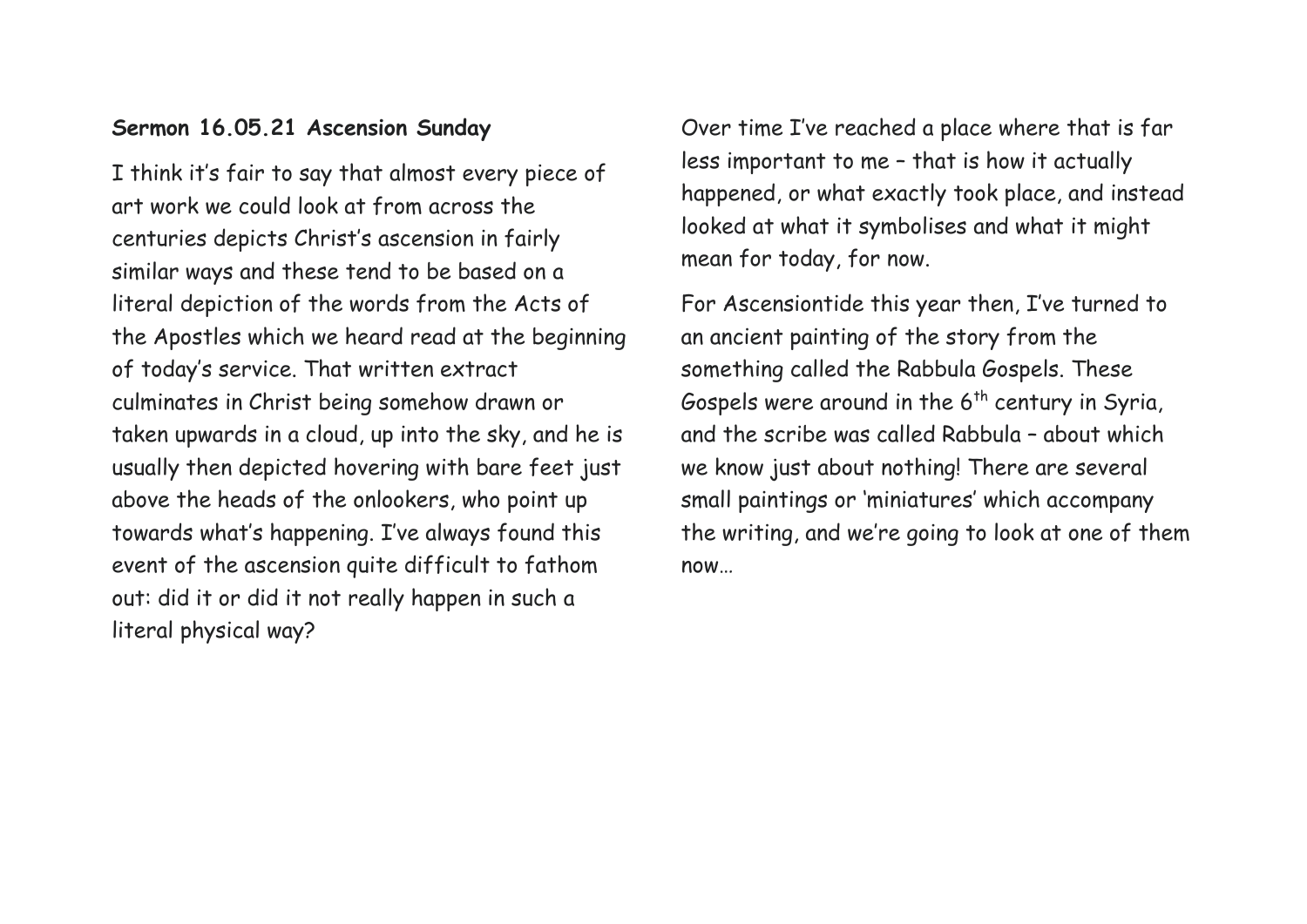**Sermon 16.05.21 Ascension Sunday**

I think it's fair to say that almost every piece of art work we could look at from across the centuries depicts Christ's ascension in fairly similar ways and these tend to be based on a literal depiction of the words from the Acts of the Apostles which we heard read at the beginning of today's service. That written extract culminates in Christ being somehow drawn or taken upwards in a cloud, up into the sky, and he is usually then depicted hovering with bare feet just above the heads of the onlookers, who point up towards what's happening. I've always found this event of the ascension quite difficult to fathom out: did it or did it not really happen in such a literal physical way?

Over time I've reached a place where that is far less important to me – that is how it actually happened, or what exactly took place, and instead looked at what it symbolises and what it might mean for today, for now.

For Ascensiontide this year then, I've turned to an ancient painting of the story from the something called the Rabbula Gospels. These Gospels were around in the 6th century in Syria, and the scribe was called Rabbula – about which we know just about nothing! There are several small paintings or 'miniatures' which accompany the writing, and we're going to look at one of them now…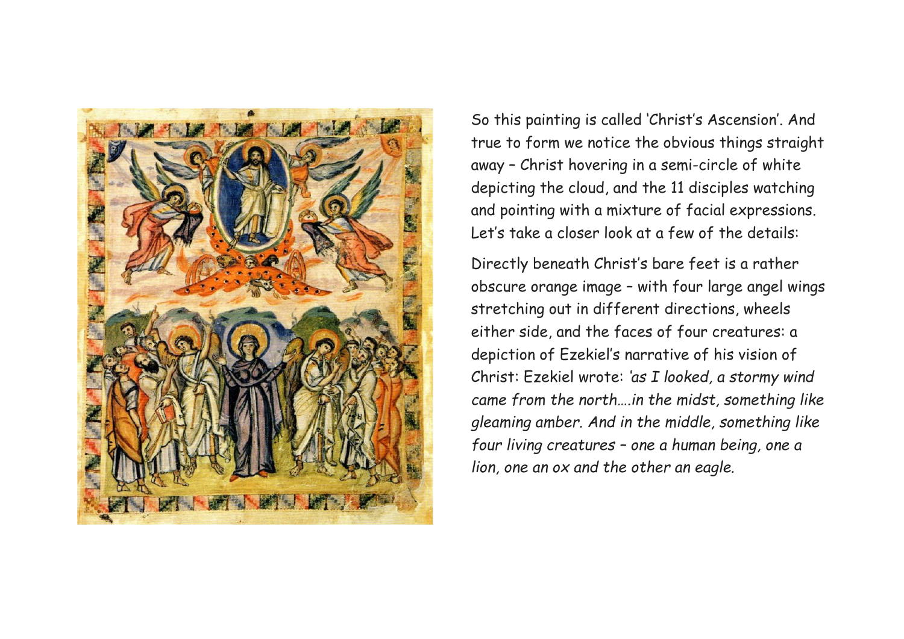So this painting is called 'Christ's Ascension'. And true to form we notice the obvious things straight away – Christ hovering in a semi-circle of white depicting the cloud, and the 11 disciples watching and pointing with a mixture of facial expressions. Let's take a closer look at a few of the details:

Directly beneath Christ's bare feet is a rather obscure orange image – with four large angel wings stretching out in different directions, wheels either side, and the faces of four creatures: a depiction of Ezekiel's narrative of his vision of Christ: Ezekiel wrote: *'as I looked, a stormy wind came from the north….in the midst, something like gleaming amber. And in the middle, something like four living creatures – one a human being, one a lion, one an ox and the other an eagle.*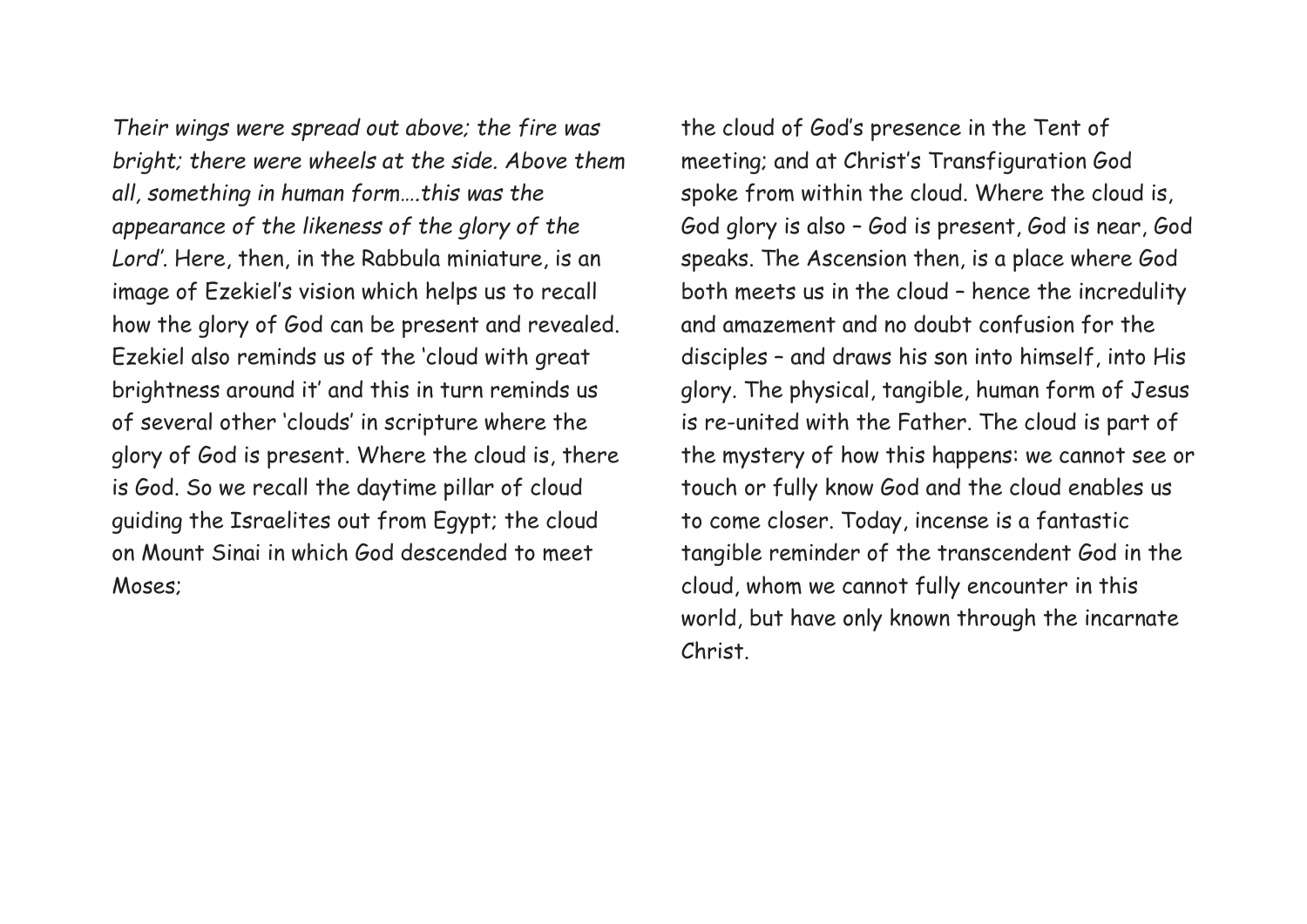*Their wings were spread out above; the fire was bright; there were wheels at the side. Above them all, something in human form….this was the appearance of the likeness of the glory of the Lord'*. Here, then, in the Rabbula miniature, is an image of Ezekiel's vision which helps us to recall how the glory of God can be present and revealed. Ezekiel also reminds us of the 'cloud with great brightness around it' and this in turn reminds us of several other 'clouds' in scripture where the glory of God is present. Where the cloud is, there is God. So we recall the daytime pillar of cloud guiding the Israelites out from Egypt; the cloud on Mount Sinai in which God descended to meet Moses; the cloud of God's presence in the Tent of meeting; and at Christ's Transfiguration God spoke from within the cloud. Where the cloud is, God glory is also – God is present, God is near, God speaks. The Ascension then, is a place where God both meets us in the cloud – hence the incredulity and amazement and no doubt confusion for the disciples – and draws his son into himself, into His glory. The physical, tangible, human form of Jesus is re-united with the Father. The cloud is part of the mystery of how this happens: we cannot see or touch or fully know God and the cloud enables us to come closer. Today, incense is a fantastic tangible reminder of the transcendent God in the cloud, whom we cannot fully encounter in this world, but have only known through the incarnate Christ.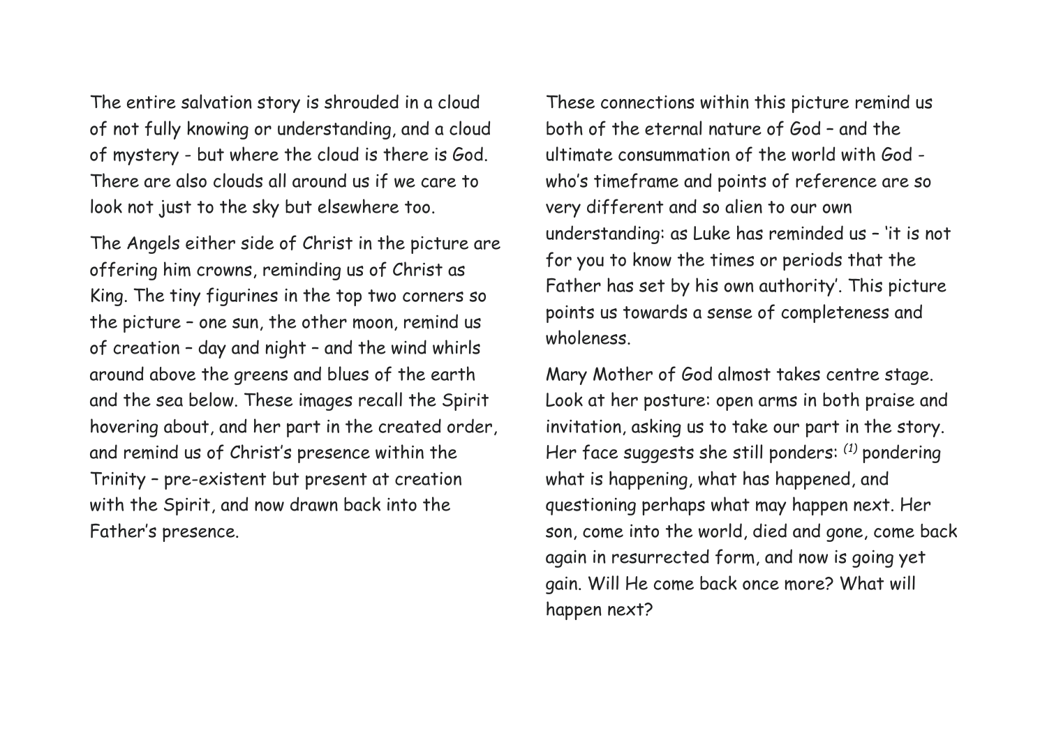The entire salvation story is shrouded in a cloud of not fully knowing or understanding, and a cloud of mystery - but where the cloud is there is God. There are also clouds all around us if we care to look not just to the sky but elsewhere too.

The Angels either side of Christ in the picture are offering him crowns, reminding us of Christ as King. The tiny figurines in the top two corners so the picture – one sun, the other moon, remind us of creation – day and night – and the wind whirls around above the greens and blues of the earth and the sea below. These images recall the Spirit hovering about, and her part in the created order, and remind us of Christ's presence within the Trinity – pre-existent but present at creation with the Spirit, and now drawn back into the Father's presence.

These connections within this picture remind us both of the eternal nature of God – and the ultimate consummation of the world with God - who's timeframe and points of reference are so very different and so alien to our own understanding: as Luke has reminded us – 'it is not for you to know the times or periods that the Father has set by his own authority'. This picture points us towards a sense of completeness and wholeness.

Mary Mother of God almost takes centre stage. Look at her posture: open arms in both praise and invitation, asking us to take our part in the story. Her face suggests she still ponders: (1) pondering what is happening, what has happened, and questioning perhaps what may happen next. Her son, come into the world, died and gone, come back again in resurrected form, and now is going yet gain. Will He come back once more? What will happen next?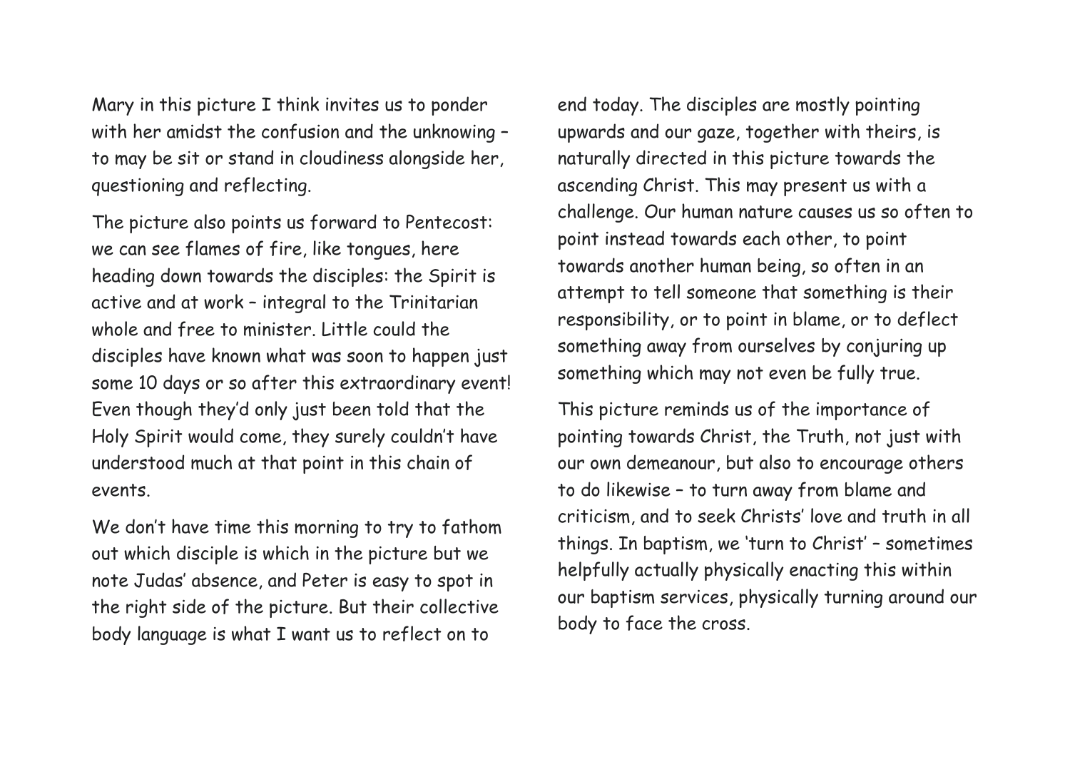Mary in this picture I think invites us to ponder with her amidst the confusion and the unknowing – to may be sit or stand in cloudiness alongside her, questioning and reflecting.

The picture also points us forward to Pentecost: we can see flames of fire, like tongues, here heading down towards the disciples: the Spirit is active and at work – integral to the Trinitarian whole and free to minister. Little could the disciples have known what was soon to happen just some 10 days or so after this extraordinary event! Even though they'd only just been told that the Holy Spirit would come, they surely couldn't have understood much at that point in this chain of events.

We don't have time this morning to try to fathom out which disciple is which in the picture but we note Judas' absence, and Peter is easy to spot in the right side of the picture. But their collective body language is what I want us to reflect on to end today. The disciples are mostly pointing upwards and our gaze, together with theirs, is naturally directed in this picture towards the ascending Christ. This may present us with a challenge. Our human nature causes us so often to point instead towards each other, to point towards another human being, so often in an attempt to tell someone that something is their responsibility, or to point in blame, or to deflect something away from ourselves by conjuring up something which may not even be fully true.

This picture reminds us of the importance of pointing towards Christ, the Truth, not just with our own demeanour, but also to encourage others to do likewise – to turn away from blame and criticism, and to seek Christs' love and truth in all things. In baptism, we 'turn to Christ' – sometimes helpfully actually physically enacting this within our baptism services, physically turning around our body to face the cross.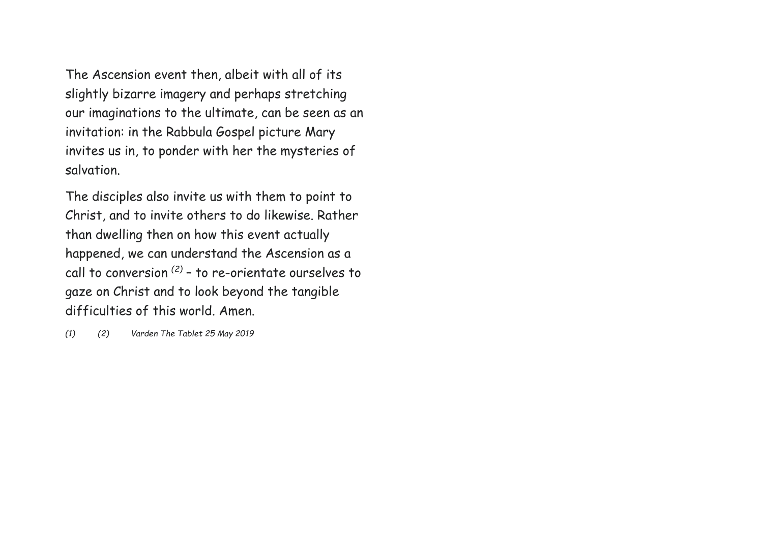The Ascension event then, albeit with all of its slightly bizarre imagery and perhaps stretching our imaginations to the ultimate, can be seen as an invitation: in the Rabbula Gospel picture Mary invites us in, to ponder with her the mysteries of salvation.

The disciples also invite us with them to point to Christ, and to invite others to do likewise. Rather than dwelling then on how this event actually happened, we can understand the Ascension as a call to conversion [(2)] – to re-orientate ourselves to gaze on Christ and to look beyond the tangible difficulties of this world. Amen.

*(1)　　(2)　　Varden The Tablet 25 May 2019*